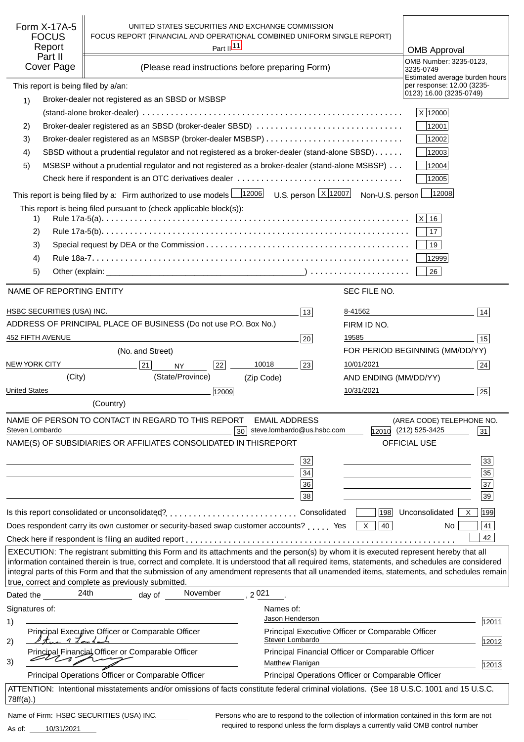# Form X-17A-5 FOCUS Report Part II Cover Page

UNITED STATES SECURITIES AND EXCHANGE COMMISSION
FOCUS REPORT (FINANCIAL AND OPERATIONAL COMBINED UNIFORM SINGLE REPORT)
Part II [11]

(Please read instructions before preparing Form)

**OMB Approval**
OMB Number: 3235-0123, 3235-0749
Estimated average burden hours per response: 12.00 (3235-0123) 16.00 (3235-0749)

This report is being filed by a/an:

1) Broker-dealer not registered as an SBSD or MSBSP (stand-alone broker-dealer) .......... X 12000
2) Broker-dealer registered as an SBSD (broker-dealer SBSD) .......... 12001
3) Broker-dealer registered as an MSBSP (broker-dealer MSBSP) .......... 12002
4) SBSD without a prudential regulator and not registered as a broker-dealer (stand-alone SBSD) .......... 12003
5) MSBSP without a prudential regulator and not registered as a broker-dealer (stand-alone MSBSP) .......... 12004

Check here if respondent is an OTC derivatives dealer .......... 12005

This report is being filed by a: Firm authorized to use models 12006 U.S. person X 12007 Non-U.S. person 12008

This report is being filed pursuant to (check applicable block(s)):

1) Rule 17a-5(a) .......... X 16
2) Rule 17a-5(b) .......... 17
3) Special request by DEA or the Commission .......... 19
4) Rule 18a-7 .......... 12999
5) Other (explain: ____________________) .......... 26

| NAME OF REPORTING ENTITY | | SEC FILE NO. | |
|---|---|---|---|
| HSBC SECURITIES (USA) INC. | 13 | 8-41562 | 14 |
| ADDRESS OF PRINCIPAL PLACE OF BUSINESS (Do not use P.O. Box No.) | | FIRM ID NO. | |
| 452 FIFTH AVENUE | 20 | 19585 | 15 |
| (No. and Street) | | FOR PERIOD BEGINNING (MM/DD/YY) | |
| NEW YORK CITY 21 / NY 22 / 10018 | 23 | 10/01/2021 | 24 |
| (City) / (State/Province) / (Zip Code) | | AND ENDING (MM/DD/YY) | |
| United States | 12009 | 10/31/2021 | 25 |
| (Country) | | | |

| NAME OF PERSON TO CONTACT IN REGARD TO THIS REPORT | | EMAIL ADDRESS | | (AREA CODE) TELEPHONE NO. | |
|---|---|---|---|---|---|
| Steven Lombardo | 30 | steve.lombardo@us.hsbc.com | 12010 | (212) 525-3425 | 31 |

| NAME(S) OF SUBSIDIARIES OR AFFILIATES CONSOLIDATED IN THIS REPORT | | OFFICIAL USE | |
|---|---|---|---|
| | 32 | | 33 |
| | 34 | | 35 |
| | 36 | | 37 |
| | 38 | | 39 |

Is this report consolidated or unconsolidated? .......... Consolidated 198 Unconsolidated X 199

Does respondent carry its own customer or security-based swap customer accounts? ..... Yes X 40 No 41

Check here if respondent is filing an audited report .......... 42

EXECUTION: The registrant submitting this Form and its attachments and the person(s) by whom it is executed represent hereby that all information contained therein is true, correct and complete. It is understood that all required items, statements, and schedules are considered integral parts of this Form and that the submission of any amendment represents that all unamended items, statements, and schedules remain true, correct and complete as previously submitted.

Dated the 24th day of November, 2021.

| Signatures of: | Names of: | |
|---|---|---|
| 1) ____________ Principal Executive Officer or Comparable Officer | Jason Henderson — Principal Executive Officer or Comparable Officer | 12011 |
| 2) [signature] Principal Financial Officer or Comparable Officer | Steven Lombardo — Principal Financial Officer or Comparable Officer | 12012 |
| 3) [signature] Principal Operations Officer or Comparable Officer | Matthew Flanigan — Principal Operations Officer or Comparable Officer | 12013 |

ATTENTION: Intentional misstatements and/or omissions of facts constitute federal criminal violations. (See 18 U.S.C. 1001 and 15 U.S.C. 78ff(a).)

Name of Firm: HSBC SECURITIES (USA) INC.
As of: 10/31/2021

Persons who are to respond to the collection of information contained in this form are not required to respond unless the form displays a currently valid OMB control number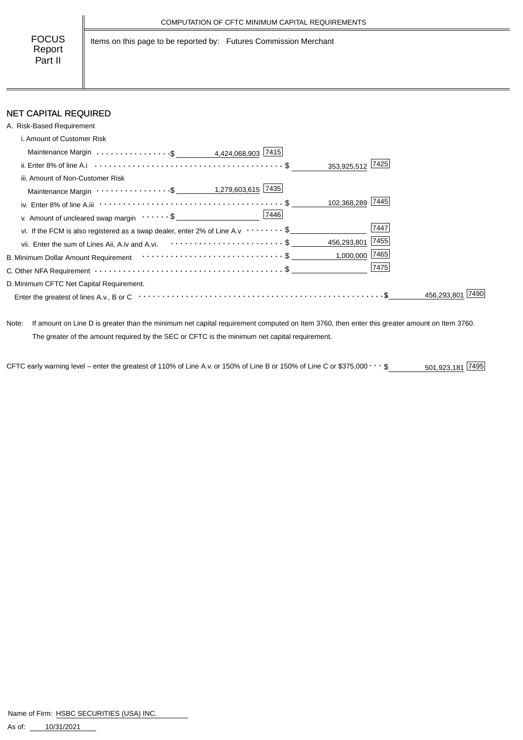COMPUTATION OF CFTC MINIMUM CAPITAL REQUIREMENTS

**FOCUS Report Part II**

Items on this page to be reported by: Futures Commission Merchant

## NET CAPITAL REQUIRED

A. Risk-Based Requirement

| Item | Amount | Code | Amount | Code | Amount | Code |
|---|---|---|---|---|---|---|
| i. Amount of Customer Risk Maintenance Margin | $ 4,424,068,903 | 7415 | | | | |
| ii. Enter 8% of line A.i | | | $ 353,925,512 | 7425 | | |
| iii. Amount of Non-Customer Risk Maintenance Margin | $ 1,279,603,615 | 7435 | | | | |
| iv. Enter 8% of line A.iii | | | $ 102,368,289 | 7445 | | |
| v. Amount of uncleared swap margin | $ | 7446 | | | | |
| vi. If the FCM is also registered as a swap dealer, enter 2% of Line A.v | | | $ | 7447 | | |
| vii. Enter the sum of Lines Aii, A.iv and A.vi. | | | $ 456,293,801 | 7455 | | |
| B. Minimum Dollar Amount Requirement | | | $ 1,000,000 | 7465 | | |
| C. Other NFA Requirement | | | $ | 7475 | | |
| D. Minimum CFTC Net Capital Requirement. Enter the greatest of lines A.v., B or C | | | | | $ 456,293,801 | 7490 |

Note: If amount on Line D is greater than the minimum net capital requirement computed on Item 3760, then enter this greater amount on Item 3760. The greater of the amount required by the SEC or CFTC is the minimum net capital requirement.

CFTC early warning level – enter the greatest of 110% of Line A.v. or 150% of Line B or 150% of Line C or $375,000 . . . $ 501,923,181 [7495]

Name of Firm: HSBC SECURITIES (USA) INC.

As of: 10/31/2021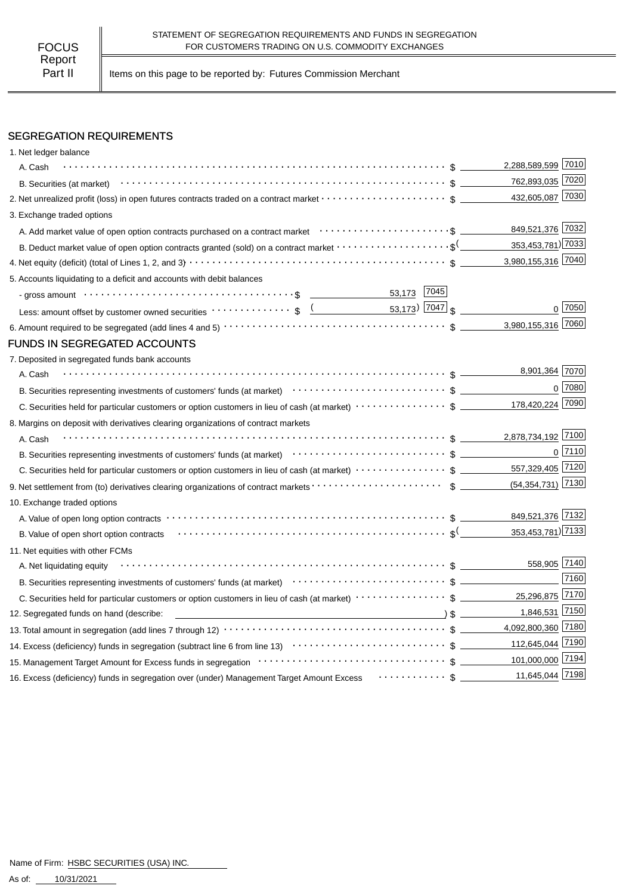FOCUS Report Part II

STATEMENT OF SEGREGATION REQUIREMENTS AND FUNDS IN SEGREGATION FOR CUSTOMERS TRADING ON U.S. COMMODITY EXCHANGES

Items on this page to be reported by: Futures Commission Merchant

## SEGREGATION REQUIREMENTS

| Item | | | Amount | Code |
|---|---|---|---|---|
| 1. Net ledger balance | | | | |
| A. Cash | | | $ 2,288,589,599 | 7010 |
| B. Securities (at market) | | | $ 762,893,035 | 7020 |
| 2. Net unrealized profit (loss) in open futures contracts traded on a contract market | | | $ 432,605,087 | 7030 |
| 3. Exchange traded options | | | | |
| A. Add market value of open option contracts purchased on a contract market | | | $ 849,521,376 | 7032 |
| B. Deduct market value of open option contracts granted (sold) on a contract market | | | $ (353,453,781) | 7033 |
| 4. Net equity (deficit) (total of Lines 1, 2, and 3) | | | $ 3,980,155,316 | 7040 |
| 5. Accounts liquidating to a deficit and accounts with debit balances | | | | |
| - gross amount | $ 53,173 | 7045 | | |
| Less: amount offset by customer owned securities | $ (53,173) | 7047 | $ 0 | 7050 |
| 6. Amount required to be segregated (add lines 4 and 5) | | | $ 3,980,155,316 | 7060 |

## FUNDS IN SEGREGATED ACCOUNTS

| Item | Amount | Code |
|---|---|---|
| 7. Deposited in segregated funds bank accounts | | |
| A. Cash | $ 8,901,364 | 7070 |
| B. Securities representing investments of customers' funds (at market) | $ 0 | 7080 |
| C. Securities held for particular customers or option customers in lieu of cash (at market) | $ 178,420,224 | 7090 |
| 8. Margins on deposit with derivatives clearing organizations of contract markets | | |
| A. Cash | $ 2,878,734,192 | 7100 |
| B. Securities representing investments of customers' funds (at market) | $ 0 | 7110 |
| C. Securities held for particular customers or option customers in lieu of cash (at market) | $ 557,329,405 | 7120 |
| 9. Net settlement from (to) derivatives clearing organizations of contract markets | $ (54,354,731) | 7130 |
| 10. Exchange traded options | | |
| A. Value of open long option contracts | $ 849,521,376 | 7132 |
| B. Value of open short option contracts | $ (353,453,781) | 7133 |
| 11. Net equities with other FCMs | | |
| A. Net liquidating equity | $ 558,905 | 7140 |
| B. Securities representing investments of customers' funds (at market) | $ | 7160 |
| C. Securities held for particular customers or option customers in lieu of cash (at market) | $ 25,296,875 | 7170 |
| 12. Segregated funds on hand (describe: ) | $ 1,846,531 | 7150 |
| 13. Total amount in segregation (add lines 7 through 12) | $ 4,092,800,360 | 7180 |
| 14. Excess (deficiency) funds in segregation (subtract line 6 from line 13) | $ 112,645,044 | 7190 |
| 15. Management Target Amount for Excess funds in segregation | $ 101,000,000 | 7194 |
| 16. Excess (deficiency) funds in segregation over (under) Management Target Amount Excess | $ 11,645,044 | 7198 |

Name of Firm: HSBC SECURITIES (USA) INC.

As of: 10/31/2021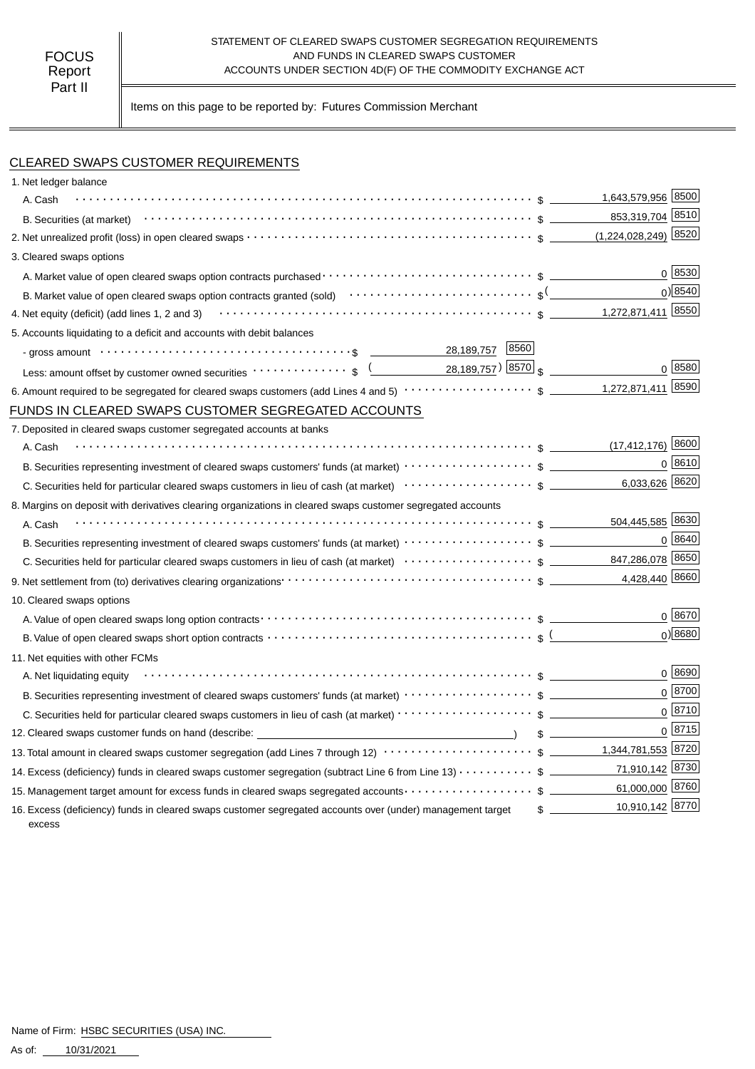FOCUS Report Part II

STATEMENT OF CLEARED SWAPS CUSTOMER SEGREGATION REQUIREMENTS AND FUNDS IN CLEARED SWAPS CUSTOMER ACCOUNTS UNDER SECTION 4D(F) OF THE COMMODITY EXCHANGE ACT

Items on this page to be reported by: Futures Commission Merchant

## CLEARED SWAPS CUSTOMER REQUIREMENTS

| Item | | | Amount | Code |
|---|---|---|---|---|
| 1. Net ledger balance | | | | |
| A. Cash | | | $ 1,643,579,956 | 8500 |
| B. Securities (at market) | | | $ 853,319,704 | 8510 |
| 2. Net unrealized profit (loss) in open cleared swaps | | | $ (1,224,028,249) | 8520 |
| 3. Cleared swaps options | | | | |
| A. Market value of open cleared swaps option contracts purchased | | | $ 0 | 8530 |
| B. Market value of open cleared swaps option contracts granted (sold) | | | $ (0) | 8540 |
| 4. Net equity (deficit) (add lines 1, 2 and 3) | | | $ 1,272,871,411 | 8550 |
| 5. Accounts liquidating to a deficit and accounts with debit balances | | | | |
| - gross amount | $ 28,189,757 | 8560 | | |
| Less: amount offset by customer owned securities | $ (28,189,757) | 8570 | $ 0 | 8580 |
| 6. Amount required to be segregated for cleared swaps customers (add Lines 4 and 5) | | | $ 1,272,871,411 | 8590 |

## FUNDS IN CLEARED SWAPS CUSTOMER SEGREGATED ACCOUNTS

| Item | Amount | Code |
|---|---|---|
| 7. Deposited in cleared swaps customer segregated accounts at banks | | |
| A. Cash | $ (17,412,176) | 8600 |
| B. Securities representing investment of cleared swaps customers' funds (at market) | $ 0 | 8610 |
| C. Securities held for particular cleared swaps customers in lieu of cash (at market) | $ 6,033,626 | 8620 |
| 8. Margins on deposit with derivatives clearing organizations in cleared swaps customer segregated accounts | | |
| A. Cash | $ 504,445,585 | 8630 |
| B. Securities representing investment of cleared swaps customers' funds (at market) | $ 0 | 8640 |
| C. Securities held for particular cleared swaps customers in lieu of cash (at market) | $ 847,286,078 | 8650 |
| 9. Net settlement from (to) derivatives clearing organizations | $ 4,428,440 | 8660 |
| 10. Cleared swaps options | | |
| A. Value of open cleared swaps long option contracts | $ 0 | 8670 |
| B. Value of open cleared swaps short option contracts | $ (0) | 8680 |
| 11. Net equities with other FCMs | | |
| A. Net liquidating equity | $ 0 | 8690 |
| B. Securities representing investment of cleared swaps customers' funds (at market) | $ 0 | 8700 |
| C. Securities held for particular cleared swaps customers in lieu of cash (at market) | $ 0 | 8710 |
| 12. Cleared swaps customer funds on hand (describe: ) | $ 0 | 8715 |
| 13. Total amount in cleared swaps customer segregation (add Lines 7 through 12) | $ 1,344,781,553 | 8720 |
| 14. Excess (deficiency) funds in cleared swaps customer segregation (subtract Line 6 from Line 13) | $ 71,910,142 | 8730 |
| 15. Management target amount for excess funds in cleared swaps segregated accounts | $ 61,000,000 | 8760 |
| 16. Excess (deficiency) funds in cleared swaps customer segregated accounts over (under) management target excess | $ 10,910,142 | 8770 |

Name of Firm: HSBC SECURITIES (USA) INC.

As of: 10/31/2021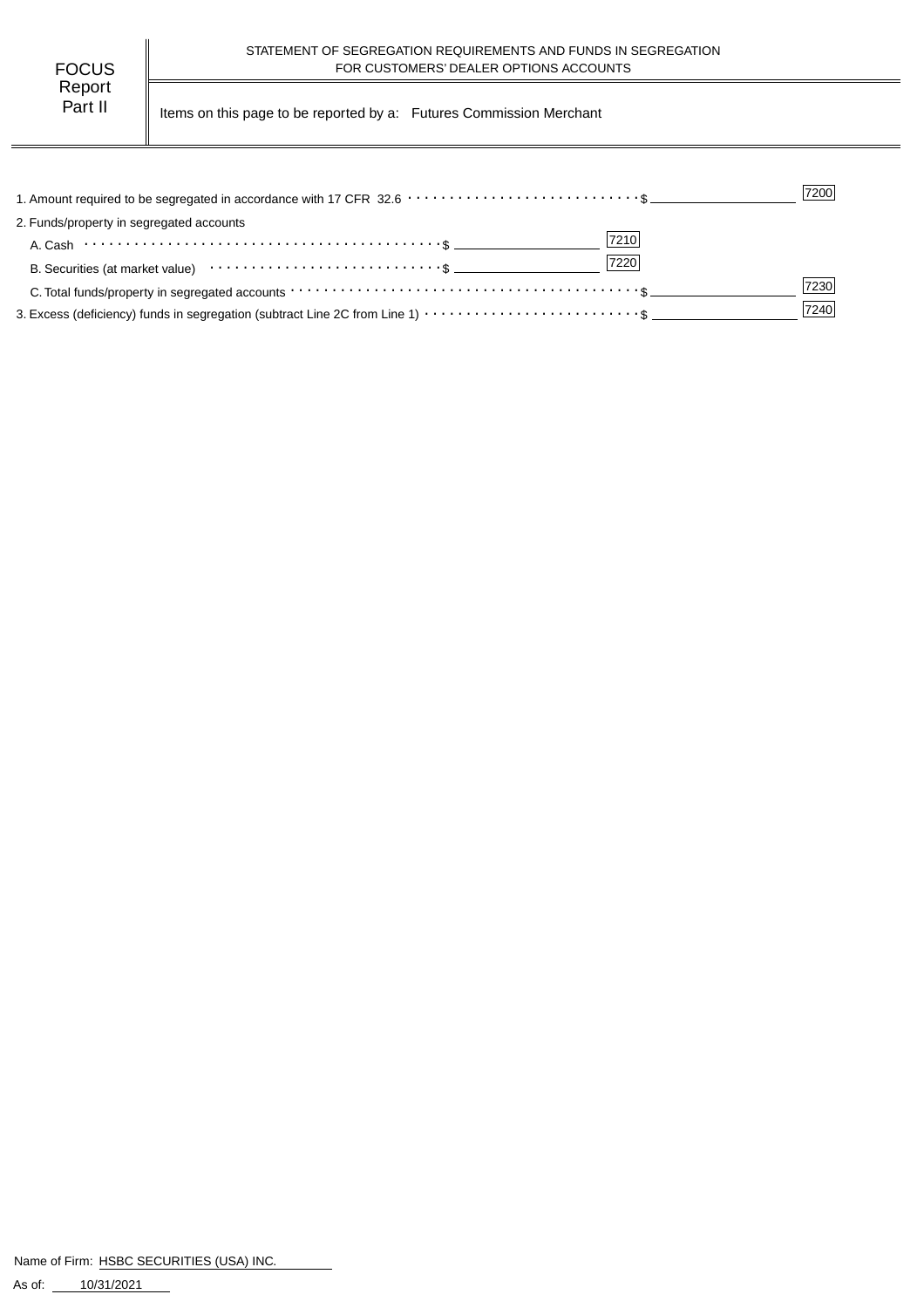FOCUS Report Part II

STATEMENT OF SEGREGATION REQUIREMENTS AND FUNDS IN SEGREGATION FOR CUSTOMERS' DEALER OPTIONS ACCOUNTS

Items on this page to be reported by a: Futures Commission Merchant

| Item | | | Code | | Code |
|---|---|---|---|---|---|
| 1. Amount required to be segregated in accordance with 17 CFR 32.6 | | | | $ | 7200 |
| 2. Funds/property in segregated accounts | | | | | |
| A. Cash | $ | | 7210 | | |
| B. Securities (at market value) | $ | | 7220 | | |
| C. Total funds/property in segregated accounts | | | | $ | 7230 |
| 3. Excess (deficiency) funds in segregation (subtract Line 2C from Line 1) | | | | $ | 7240 |

Name of Firm: HSBC SECURITIES (USA) INC.

As of: 10/31/2021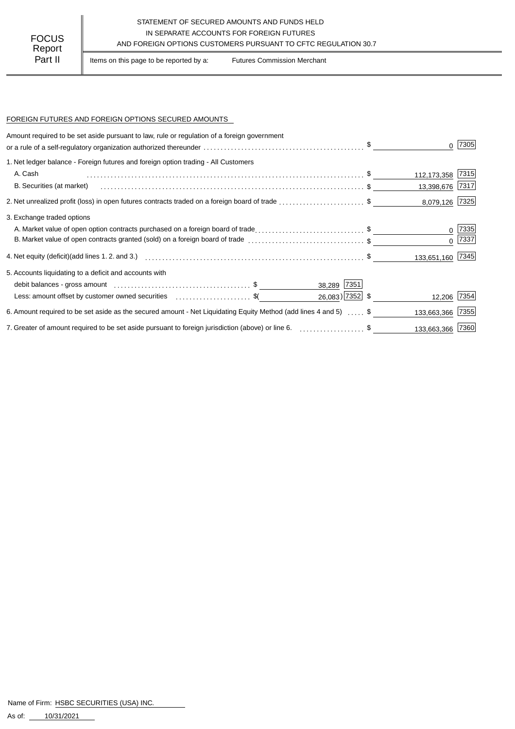FOCUS Report Part II

STATEMENT OF SECURED AMOUNTS AND FUNDS HELD IN SEPARATE ACCOUNTS FOR FOREIGN FUTURES AND FOREIGN OPTIONS CUSTOMERS PURSUANT TO CFTC REGULATION 30.7

Items on this page to be reported by a: Futures Commission Merchant

## FOREIGN FUTURES AND FOREIGN OPTIONS SECURED AMOUNTS

| Description | | | Amount | Code |
|---|---|---|---|---|
| Amount required to be set aside pursuant to law, rule or regulation of a foreign government or a rule of a self-regulatory organization authorized thereunder | | | $ 0 | 7305 |
| 1. Net ledger balance - Foreign futures and foreign option trading - All Customers | | | | |
| A. Cash | | | $ 112,173,358 | 7315 |
| B. Securities (at market) | | | $ 13,398,676 | 7317 |
| 2. Net unrealized profit (loss) in open futures contracts traded on a foreign board of trade | | | $ 8,079,126 | 7325 |
| 3. Exchange traded options | | | | |
| A. Market value of open option contracts purchased on a foreign board of trade | | | $ 0 | 7335 |
| B. Market value of open contracts granted (sold) on a foreign board of trade | | | $ 0 | 7337 |
| 4. Net equity (deficit)(add lines 1. 2. and 3.) | | | $ 133,651,160 | 7345 |
| 5. Accounts liquidating to a deficit and accounts with | | | | |
| debit balances - gross amount | $ 38,289 | 7351 | | |
| Less: amount offset by customer owned securities | $( 26,083) | 7352 | $ 12,206 | 7354 |
| 6. Amount required to be set aside as the secured amount - Net Liquidating Equity Method (add lines 4 and 5) | | | $ 133,663,366 | 7355 |
| 7. Greater of amount required to be set aside pursuant to foreign jurisdiction (above) or line 6. | | | $ 133,663,366 | 7360 |

Name of Firm: HSBC SECURITIES (USA) INC.

As of: 10/31/2021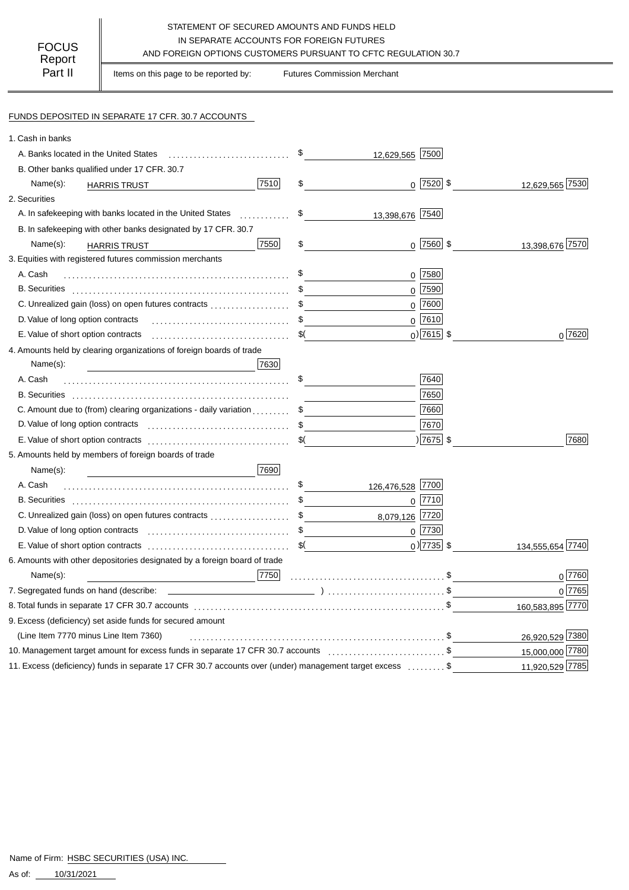FOCUS Report Part II

STATEMENT OF SECURED AMOUNTS AND FUNDS HELD IN SEPARATE ACCOUNTS FOR FOREIGN FUTURES AND FOREIGN OPTIONS CUSTOMERS PURSUANT TO CFTC REGULATION 30.7

Items on this page to be reported by: Futures Commission Merchant

FUNDS DEPOSITED IN SEPARATE 17 CFR. 30.7 ACCOUNTS

| | | | | | |
|---|---|---|---|---|---|
| 1. Cash in banks | | | | | |
| A. Banks located in the United States | | $ 12,629,565 | 7500 | | |
| B. Other banks qualified under 17 CFR. 30.7 | | | | | |
| Name(s): HARRIS TRUST | 7510 | $ 0 | 7520 | $ 12,629,565 | 7530 |
| 2. Securities | | | | | |
| A. In safekeeping with banks located in the United States | | $ 13,398,676 | 7540 | | |
| B. In safekeeping with other banks designated by 17 CFR. 30.7 | | | | | |
| Name(s): HARRIS TRUST | 7550 | $ 0 | 7560 | $ 13,398,676 | 7570 |
| 3. Equities with registered futures commission merchants | | | | | |
| A. Cash | | $ 0 | 7580 | | |
| B. Securities | | $ 0 | 7590 | | |
| C. Unrealized gain (loss) on open futures contracts | | $ 0 | 7600 | | |
| D. Value of long option contracts | | $ 0 | 7610 | | |
| E. Value of short option contracts | | $( 0) | 7615 | $ 0 | 7620 |
| 4. Amounts held by clearing organizations of foreign boards of trade | | | | | |
| Name(s): | 7630 | | | | |
| A. Cash | | $ | 7640 | | |
| B. Securities | | | 7650 | | |
| C. Amount due to (from) clearing organizations - daily variation | | $ | 7660 | | |
| D. Value of long option contracts | | $ | 7670 | | |
| E. Value of short option contracts | | $( ) | 7675 | $ | 7680 |
| 5. Amounts held by members of foreign boards of trade | | | | | |
| Name(s): | 7690 | | | | |
| A. Cash | | $ 126,476,528 | 7700 | | |
| B. Securities | | $ 0 | 7710 | | |
| C. Unrealized gain (loss) on open futures contracts | | $ 8,079,126 | 7720 | | |
| D. Value of long option contracts | | $ 0 | 7730 | | |
| E. Value of short option contracts | | $( 0) | 7735 | $ 134,555,654 | 7740 |
| 6. Amounts with other depositories designated by a foreign board of trade | | | | | |
| Name(s): | 7750 | | | $ 0 | 7760 |
| 7. Segregated funds on hand (describe: ) | | | | $ 0 | 7765 |
| 8. Total funds in separate 17 CFR 30.7 accounts | | | | $ 160,583,895 | 7770 |
| 9. Excess (deficiency) set aside funds for secured amount | | | | | |
| (Line Item 7770 minus Line Item 7360) | | | | $ 26,920,529 | 7380 |
| 10. Management target amount for excess funds in separate 17 CFR 30.7 accounts | | | | $ 15,000,000 | 7780 |
| 11. Excess (deficiency) funds in separate 17 CFR 30.7 accounts over (under) management target excess | | | | $ 11,920,529 | 7785 |

Name of Firm: HSBC SECURITIES (USA) INC.

As of: 10/31/2021